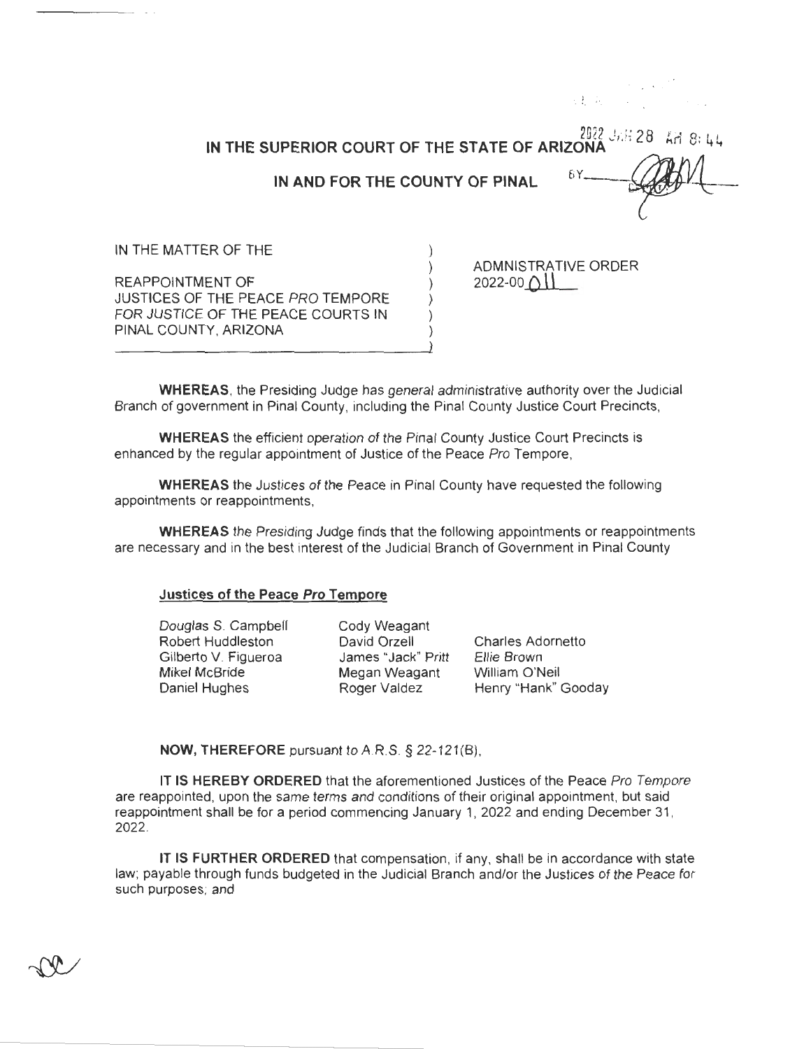2022 JAN 28 AM 8:44

BY

# IN THE SUPERIOR COURT OF THE STATE OF ARIZONA

## IN AND FOR THE COUNTY OF PINAL

IN THE MATTER OF THE

REAPPOINTMENT OF JUSTICES OF THE PEACE *PRO* TEMPORE FOR JUSTICE OF THE PEACE COURTS IN PINAL COUNTY, ARIZONA

ADMINISTRATIVE ORDER 2022-0011

**WHEREAS**, the Presiding Judge has general administrative authority over the Judicial Branch of government in Pinal County, including the Pinal County Justice Court Precincts,

**WHEREAS** the efficient operation of the Pinal County Justice Court Precincts is enhanced by the regular appointment of Justice of the Peace *Pro* Tempore,

**WHEREAS** the Justices of the Peace in Pinal County have requested the following appointments or reappointments,

**WHEREAS** the Presiding Judge finds that the following appointments or reappointments are necessary and in the best interest of the Judicial Branch of Government in Pinal County

**Justices of the Peace *Pro* Tempore**

| | | |
|---|---|---|
| Douglas S. Campbell | Cody Weagant | |
| Robert Huddleston | David Orzell | Charles Adornetto |
| Gilberto V. Figueroa | James "Jack" Pritt | Ellie Brown |
| Mikel McBride | Megan Weagant | William O'Neil |
| Daniel Hughes | Roger Valdez | Henry "Hank" Gooday |

**NOW, THEREFORE** pursuant to A.R.S. § 22-121(B),

**IT IS HEREBY ORDERED** that the aforementioned Justices of the Peace *Pro Tempore* are reappointed, upon the same terms and conditions of their original appointment, but said reappointment shall be for a period commencing January 1, 2022 and ending December 31, 2022.

**IT IS FURTHER ORDERED** that compensation, if any, shall be in accordance with state law; payable through funds budgeted in the Judicial Branch and/or the Justices of the Peace for such purposes; and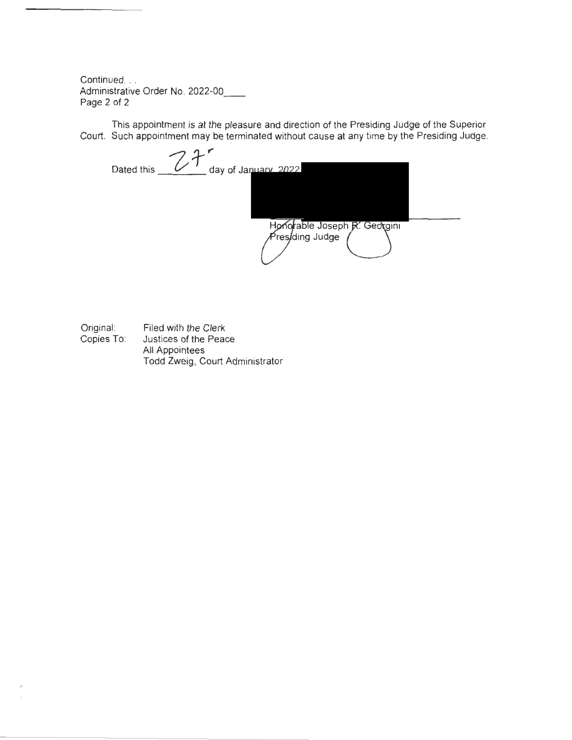Continued. . .
Administrative Order No. 2022-00____
Page 2 of 2

This appointment is at the pleasure and direction of the Presiding Judge of the Superior Court. Such appointment may be terminated without cause at any time by the Presiding Judge.

Dated this 27th day of January 2022

Honorable Joseph R. Georgini
Presiding Judge

Original: Filed with the Clerk
Copies To: Justices of the Peace
All Appointees
Todd Zweig, Court Administrator